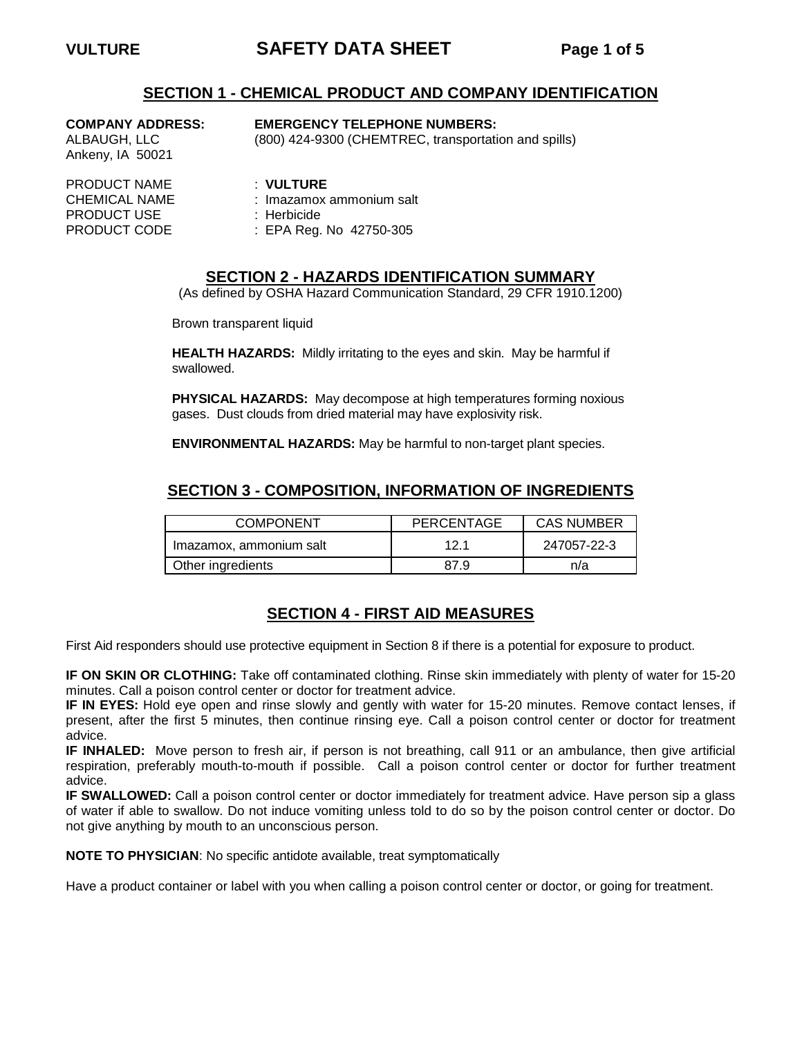## SECTION 1 - CHEMICAL PRODUCT AND COMPANY IDENTIFICATION

**COMPANY ADDRESS:**
ALBAUGH, LLC
Ankeny, IA 50021

**EMERGENCY TELEPHONE NUMBERS:**
(800) 424-9300 (CHEMTREC, transportation and spills)

PRODUCT NAME : **VULTURE**
CHEMICAL NAME : Imazamox ammonium salt
PRODUCT USE : Herbicide
PRODUCT CODE : EPA Reg. No 42750-305

## SECTION 2 - HAZARDS IDENTIFICATION SUMMARY

(As defined by OSHA Hazard Communication Standard, 29 CFR 1910.1200)

Brown transparent liquid

**HEALTH HAZARDS:** Mildly irritating to the eyes and skin. May be harmful if swallowed.

**PHYSICAL HAZARDS:** May decompose at high temperatures forming noxious gases. Dust clouds from dried material may have explosivity risk.

**ENVIRONMENTAL HAZARDS:** May be harmful to non-target plant species.

## SECTION 3 - COMPOSITION, INFORMATION OF INGREDIENTS

| COMPONENT | PERCENTAGE | CAS NUMBER |
|---|---|---|
| Imazamox, ammonium salt | 12.1 | 247057-22-3 |
| Other ingredients | 87.9 | n/a |

## SECTION 4 - FIRST AID MEASURES

First Aid responders should use protective equipment in Section 8 if there is a potential for exposure to product.

**IF ON SKIN OR CLOTHING:** Take off contaminated clothing. Rinse skin immediately with plenty of water for 15-20 minutes. Call a poison control center or doctor for treatment advice.
**IF IN EYES:** Hold eye open and rinse slowly and gently with water for 15-20 minutes. Remove contact lenses, if present, after the first 5 minutes, then continue rinsing eye. Call a poison control center or doctor for treatment advice.
**IF INHALED:** Move person to fresh air, if person is not breathing, call 911 or an ambulance, then give artificial respiration, preferably mouth-to-mouth if possible. Call a poison control center or doctor for further treatment advice.
**IF SWALLOWED:** Call a poison control center or doctor immediately for treatment advice. Have person sip a glass of water if able to swallow. Do not induce vomiting unless told to do so by the poison control center or doctor. Do not give anything by mouth to an unconscious person.

**NOTE TO PHYSICIAN**: No specific antidote available, treat symptomatically

Have a product container or label with you when calling a poison control center or doctor, or going for treatment.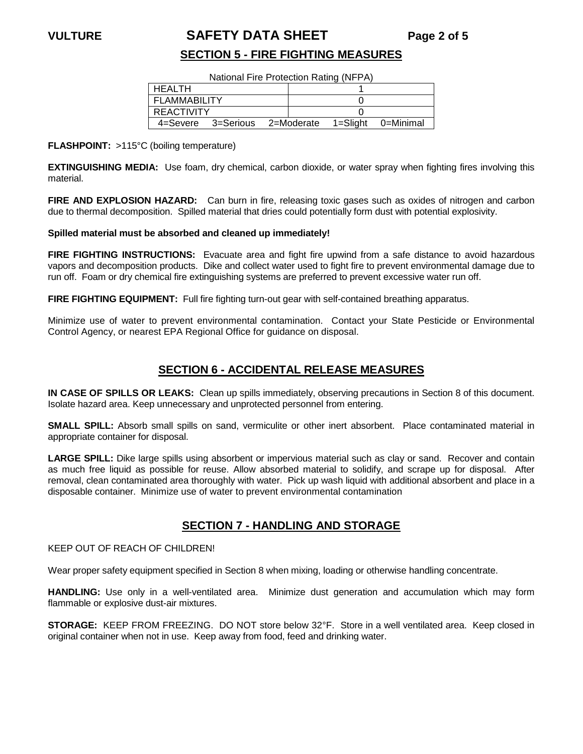## SECTION 5 - FIRE FIGHTING MEASURES

National Fire Protection Rating (NFPA)

| HEALTH | 1 |
|---|---|
| FLAMMABILITY | 0 |
| REACTIVITY | 0 |
| 4=Severe 3=Serious 2=Moderate 1=Slight 0=Minimal | |

**FLASHPOINT:** >115°C (boiling temperature)

**EXTINGUISHING MEDIA:** Use foam, dry chemical, carbon dioxide, or water spray when fighting fires involving this material.

**FIRE AND EXPLOSION HAZARD:** Can burn in fire, releasing toxic gases such as oxides of nitrogen and carbon due to thermal decomposition. Spilled material that dries could potentially form dust with potential explosivity.

**Spilled material must be absorbed and cleaned up immediately!**

**FIRE FIGHTING INSTRUCTIONS:** Evacuate area and fight fire upwind from a safe distance to avoid hazardous vapors and decomposition products. Dike and collect water used to fight fire to prevent environmental damage due to run off. Foam or dry chemical fire extinguishing systems are preferred to prevent excessive water run off.

**FIRE FIGHTING EQUIPMENT:** Full fire fighting turn-out gear with self-contained breathing apparatus.

Minimize use of water to prevent environmental contamination. Contact your State Pesticide or Environmental Control Agency, or nearest EPA Regional Office for guidance on disposal.

## SECTION 6 - ACCIDENTAL RELEASE MEASURES

**IN CASE OF SPILLS OR LEAKS:** Clean up spills immediately, observing precautions in Section 8 of this document. Isolate hazard area. Keep unnecessary and unprotected personnel from entering.

**SMALL SPILL:** Absorb small spills on sand, vermiculite or other inert absorbent. Place contaminated material in appropriate container for disposal.

**LARGE SPILL:** Dike large spills using absorbent or impervious material such as clay or sand. Recover and contain as much free liquid as possible for reuse. Allow absorbed material to solidify, and scrape up for disposal. After removal, clean contaminated area thoroughly with water. Pick up wash liquid with additional absorbent and place in a disposable container. Minimize use of water to prevent environmental contamination

## SECTION 7 - HANDLING AND STORAGE

KEEP OUT OF REACH OF CHILDREN!

Wear proper safety equipment specified in Section 8 when mixing, loading or otherwise handling concentrate.

**HANDLING:** Use only in a well-ventilated area. Minimize dust generation and accumulation which may form flammable or explosive dust-air mixtures.

**STORAGE:** KEEP FROM FREEZING. DO NOT store below 32°F. Store in a well ventilated area. Keep closed in original container when not in use. Keep away from food, feed and drinking water.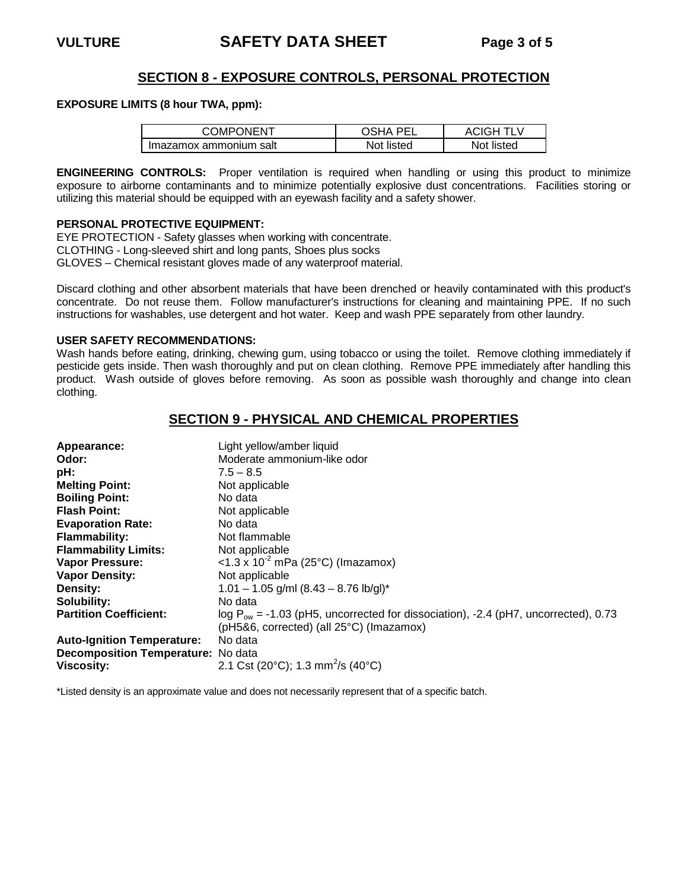## SECTION 8 - EXPOSURE CONTROLS, PERSONAL PROTECTION

**EXPOSURE LIMITS (8 hour TWA, ppm):**

| COMPONENT | OSHA PEL | ACIGH TLV |
|---|---|---|
| Imazamox ammonium salt | Not listed | Not listed |

**ENGINEERING CONTROLS:** Proper ventilation is required when handling or using this product to minimize exposure to airborne contaminants and to minimize potentially explosive dust concentrations. Facilities storing or utilizing this material should be equipped with an eyewash facility and a safety shower.

**PERSONAL PROTECTIVE EQUIPMENT:**

EYE PROTECTION - Safety glasses when working with concentrate.
CLOTHING - Long-sleeved shirt and long pants, Shoes plus socks
GLOVES – Chemical resistant gloves made of any waterproof material.

Discard clothing and other absorbent materials that have been drenched or heavily contaminated with this product's concentrate. Do not reuse them. Follow manufacturer's instructions for cleaning and maintaining PPE. If no such instructions for washables, use detergent and hot water. Keep and wash PPE separately from other laundry.

**USER SAFETY RECOMMENDATIONS:**

Wash hands before eating, drinking, chewing gum, using tobacco or using the toilet. Remove clothing immediately if pesticide gets inside. Then wash thoroughly and put on clean clothing. Remove PPE immediately after handling this product. Wash outside of gloves before removing. As soon as possible wash thoroughly and change into clean clothing.

## SECTION 9 - PHYSICAL AND CHEMICAL PROPERTIES

**Appearance:** Light yellow/amber liquid
**Odor:** Moderate ammonium-like odor
**pH:** 7.5 – 8.5
**Melting Point:** Not applicable
**Boiling Point:** No data
**Flash Point:** Not applicable
**Evaporation Rate:** No data
**Flammability:** Not flammable
**Flammability Limits:** Not applicable
**Vapor Pressure:** <1.3 x $10^{-2}$ mPa (25°C) (Imazamox)
**Vapor Density:** Not applicable
**Density:** 1.01 – 1.05 g/ml (8.43 – 8.76 lb/gl)*
**Solubility:** No data
**Partition Coefficient:** log $P_{ow}$ = -1.03 (pH5, uncorrected for dissociation), -2.4 (pH7, uncorrected), 0.73 (pH5&6, corrected) (all 25°C) (Imazamox)
**Auto-Ignition Temperature:** No data
**Decomposition Temperature:** No data
**Viscosity:** 2.1 Cst (20°C); 1.3 $mm^2/s$ (40°C)

*Listed density is an approximate value and does not necessarily represent that of a specific batch.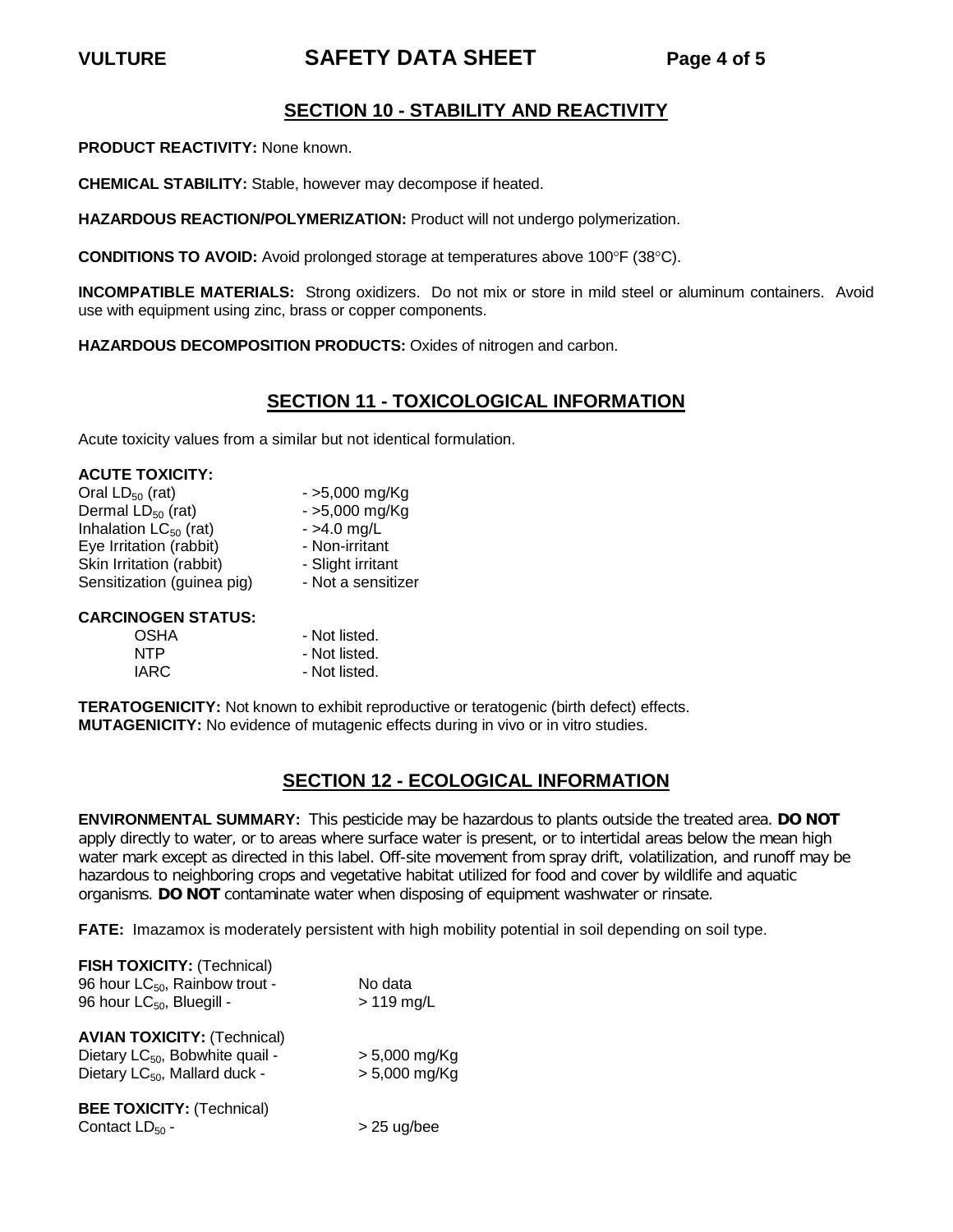## SECTION 10 - STABILITY AND REACTIVITY

**PRODUCT REACTIVITY:** None known.

**CHEMICAL STABILITY:** Stable, however may decompose if heated.

**HAZARDOUS REACTION/POLYMERIZATION:** Product will not undergo polymerization.

**CONDITIONS TO AVOID:** Avoid prolonged storage at temperatures above 100°F (38°C).

**INCOMPATIBLE MATERIALS:** Strong oxidizers. Do not mix or store in mild steel or aluminum containers. Avoid use with equipment using zinc, brass or copper components.

**HAZARDOUS DECOMPOSITION PRODUCTS:** Oxides of nitrogen and carbon.

## SECTION 11 - TOXICOLOGICAL INFORMATION

Acute toxicity values from a similar but not identical formulation.

**ACUTE TOXICITY:**

| | |
|---|---|
| Oral $LD_{50}$ (rat) | - >5,000 mg/Kg |
| Dermal $LD_{50}$ (rat) | - >5,000 mg/Kg |
| Inhalation $LC_{50}$ (rat) | - >4.0 mg/L |
| Eye Irritation (rabbit) | - Non-irritant |
| Skin Irritation (rabbit) | - Slight irritant |
| Sensitization (guinea pig) | - Not a sensitizer |

**CARCINOGEN STATUS:**

| | |
|---|---|
| OSHA | - Not listed. |
| NTP | - Not listed. |
| IARC | - Not listed. |

**TERATOGENICITY:** Not known to exhibit reproductive or teratogenic (birth defect) effects.
**MUTAGENICITY:** No evidence of mutagenic effects during in vivo or in vitro studies.

## SECTION 12 - ECOLOGICAL INFORMATION

**ENVIRONMENTAL SUMMARY:** This pesticide may be hazardous to plants outside the treated area. **DO NOT** apply directly to water, or to areas where surface water is present, or to intertidal areas below the mean high water mark except as directed in this label. Off-site movement from spray drift, volatilization, and runoff may be hazardous to neighboring crops and vegetative habitat utilized for food and cover by wildlife and aquatic organisms. **DO NOT** contaminate water when disposing of equipment washwater or rinsate.

**FATE:** Imazamox is moderately persistent with high mobility potential in soil depending on soil type.

**FISH TOXICITY:** (Technical)

| | |
|---|---|
| 96 hour $LC_{50}$, Rainbow trout - | No data |
| 96 hour $LC_{50}$, Bluegill - | > 119 mg/L |

**AVIAN TOXICITY:** (Technical)

| | |
|---|---|
| Dietary $LC_{50}$, Bobwhite quail - | > 5,000 mg/Kg |
| Dietary $LC_{50}$, Mallard duck - | > 5,000 mg/Kg |

**BEE TOXICITY:** (Technical)

| | |
|---|---|
| Contact $LD_{50}$ - | > 25 ug/bee |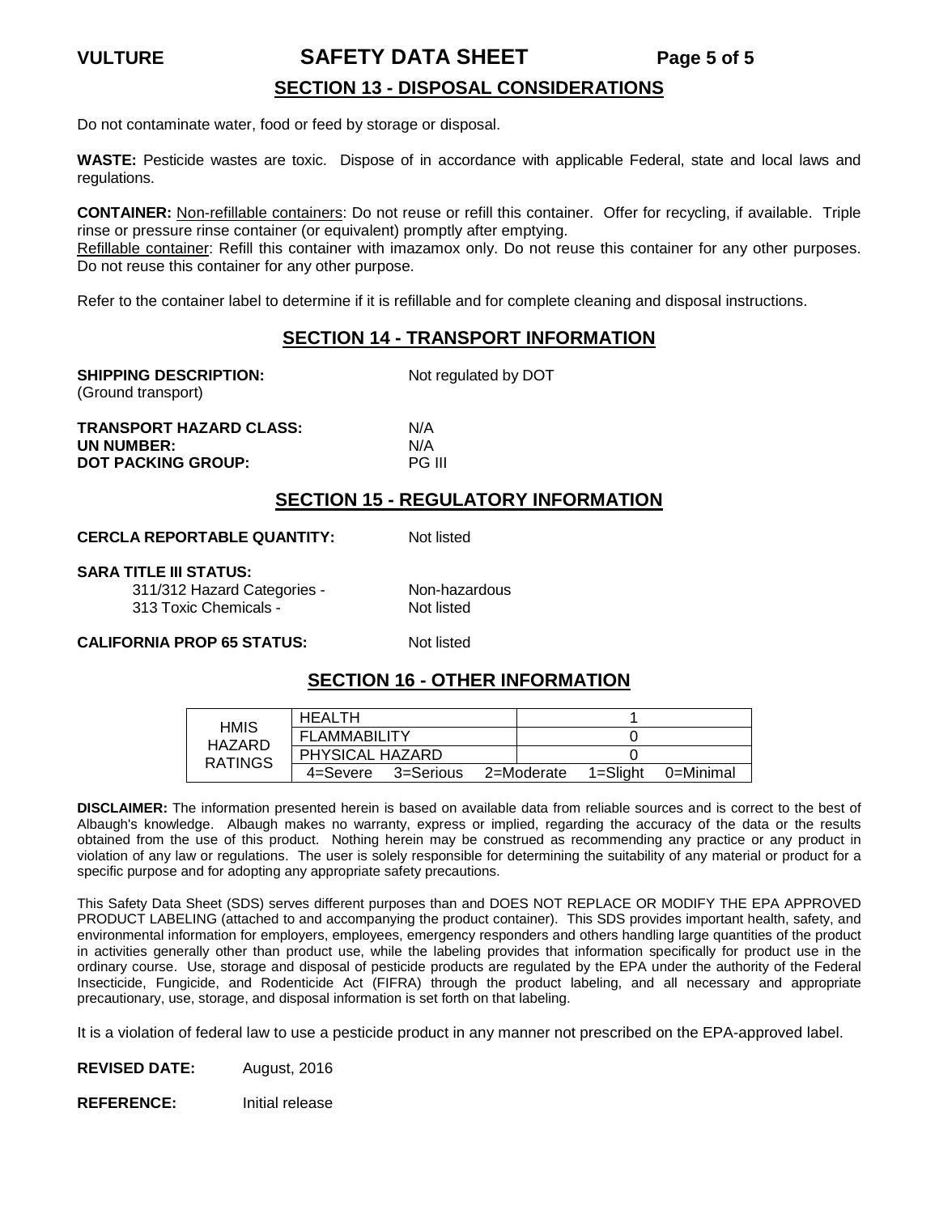## SECTION 13 - DISPOSAL CONSIDERATIONS

Do not contaminate water, food or feed by storage or disposal.

**WASTE:** Pesticide wastes are toxic. Dispose of in accordance with applicable Federal, state and local laws and regulations.

**CONTAINER:** Non-refillable containers: Do not reuse or refill this container. Offer for recycling, if available. Triple rinse or pressure rinse container (or equivalent) promptly after emptying.
Refillable container: Refill this container with imazamox only. Do not reuse this container for any other purposes. Do not reuse this container for any other purpose.

Refer to the container label to determine if it is refillable and for complete cleaning and disposal instructions.

## SECTION 14 - TRANSPORT INFORMATION

**SHIPPING DESCRIPTION:** (Ground transport) Not regulated by DOT

**TRANSPORT HAZARD CLASS:** N/A
**UN NUMBER:** N/A
**DOT PACKING GROUP:** PG III

## SECTION 15 - REGULATORY INFORMATION

**CERCLA REPORTABLE QUANTITY:** Not listed

**SARA TITLE III STATUS:**
311/312 Hazard Categories - Non-hazardous
313 Toxic Chemicals - Not listed

**CALIFORNIA PROP 65 STATUS:** Not listed

## SECTION 16 - OTHER INFORMATION

| | | |
|---|---|---|
| HMIS HAZARD RATINGS | HEALTH | 1 |
| | FLAMMABILITY | 0 |
| | PHYSICAL HAZARD | 0 |
| | 4=Severe 3=Serious 2=Moderate 1=Slight 0=Minimal | |

**DISCLAIMER:** The information presented herein is based on available data from reliable sources and is correct to the best of Albaugh's knowledge. Albaugh makes no warranty, express or implied, regarding the accuracy of the data or the results obtained from the use of this product. Nothing herein may be construed as recommending any practice or any product in violation of any law or regulations. The user is solely responsible for determining the suitability of any material or product for a specific purpose and for adopting any appropriate safety precautions.

This Safety Data Sheet (SDS) serves different purposes than and DOES NOT REPLACE OR MODIFY THE EPA APPROVED PRODUCT LABELING (attached to and accompanying the product container). This SDS provides important health, safety, and environmental information for employers, employees, emergency responders and others handling large quantities of the product in activities generally other than product use, while the labeling provides that information specifically for product use in the ordinary course. Use, storage and disposal of pesticide products are regulated by the EPA under the authority of the Federal Insecticide, Fungicide, and Rodenticide Act (FIFRA) through the product labeling, and all necessary and appropriate precautionary, use, storage, and disposal information is set forth on that labeling.

It is a violation of federal law to use a pesticide product in any manner not prescribed on the EPA-approved label.

**REVISED DATE:** August, 2016

**REFERENCE:** Initial release